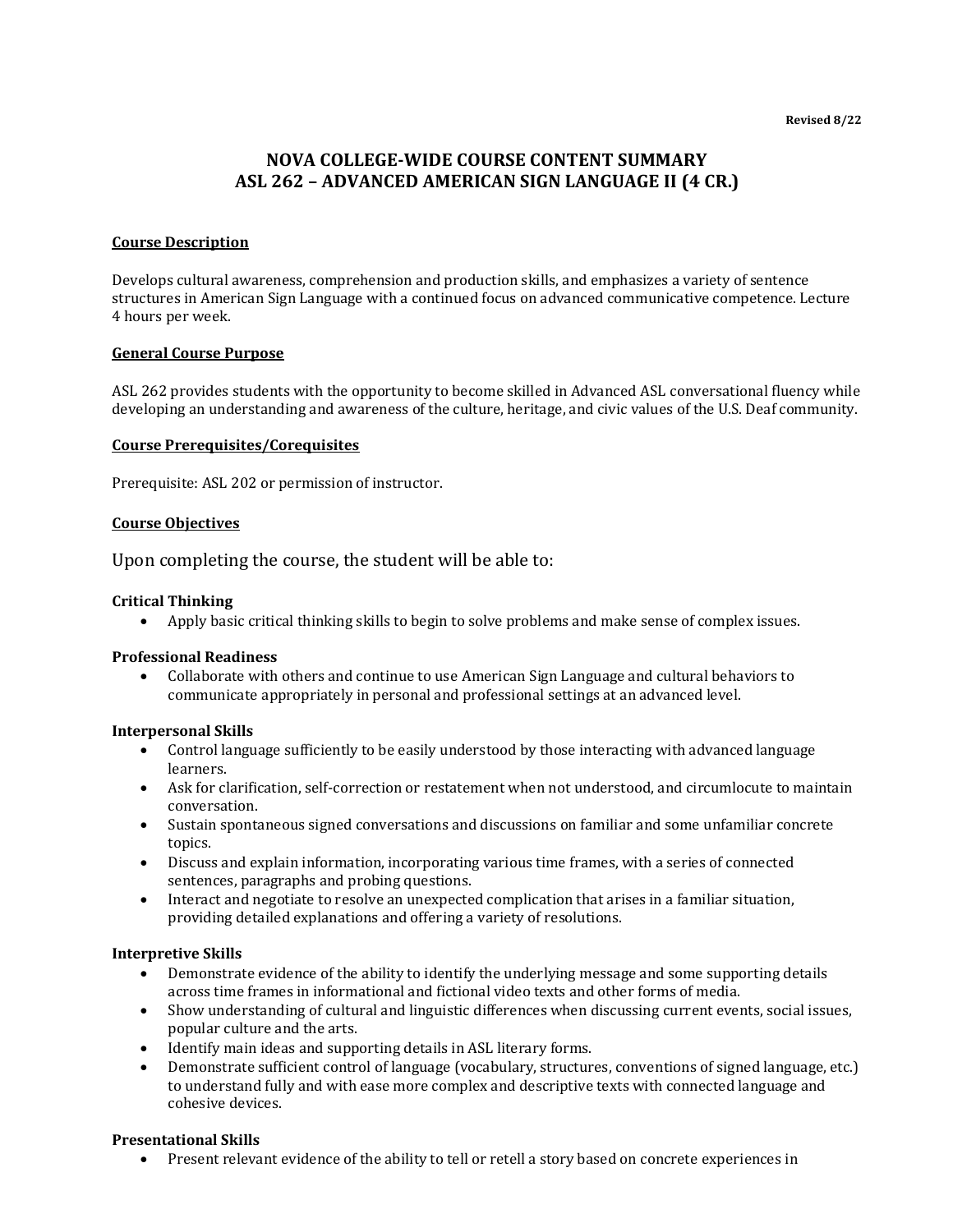**Revised 8/22**

# NOVA COLLEGE-WIDE COURSE CONTENT SUMMARY
# ASL 262 – ADVANCED AMERICAN SIGN LANGUAGE II (4 CR.)

## Course Description

Develops cultural awareness, comprehension and production skills, and emphasizes a variety of sentence structures in American Sign Language with a continued focus on advanced communicative competence. Lecture 4 hours per week.

## General Course Purpose

ASL 262 provides students with the opportunity to become skilled in Advanced ASL conversational fluency while developing an understanding and awareness of the culture, heritage, and civic values of the U.S. Deaf community.

## Course Prerequisites/Corequisites

Prerequisite: ASL 202 or permission of instructor.

## Course Objectives

Upon completing the course, the student will be able to:

**Critical Thinking**

- Apply basic critical thinking skills to begin to solve problems and make sense of complex issues.

**Professional Readiness**

- Collaborate with others and continue to use American Sign Language and cultural behaviors to communicate appropriately in personal and professional settings at an advanced level.

**Interpersonal Skills**

- Control language sufficiently to be easily understood by those interacting with advanced language learners.
- Ask for clarification, self-correction or restatement when not understood, and circumlocute to maintain conversation.
- Sustain spontaneous signed conversations and discussions on familiar and some unfamiliar concrete topics.
- Discuss and explain information, incorporating various time frames, with a series of connected sentences, paragraphs and probing questions.
- Interact and negotiate to resolve an unexpected complication that arises in a familiar situation, providing detailed explanations and offering a variety of resolutions.

**Interpretive Skills**

- Demonstrate evidence of the ability to identify the underlying message and some supporting details across time frames in informational and fictional video texts and other forms of media.
- Show understanding of cultural and linguistic differences when discussing current events, social issues, popular culture and the arts.
- Identify main ideas and supporting details in ASL literary forms.
- Demonstrate sufficient control of language (vocabulary, structures, conventions of signed language, etc.) to understand fully and with ease more complex and descriptive texts with connected language and cohesive devices.

**Presentational Skills**

- Present relevant evidence of the ability to tell or retell a story based on concrete experiences in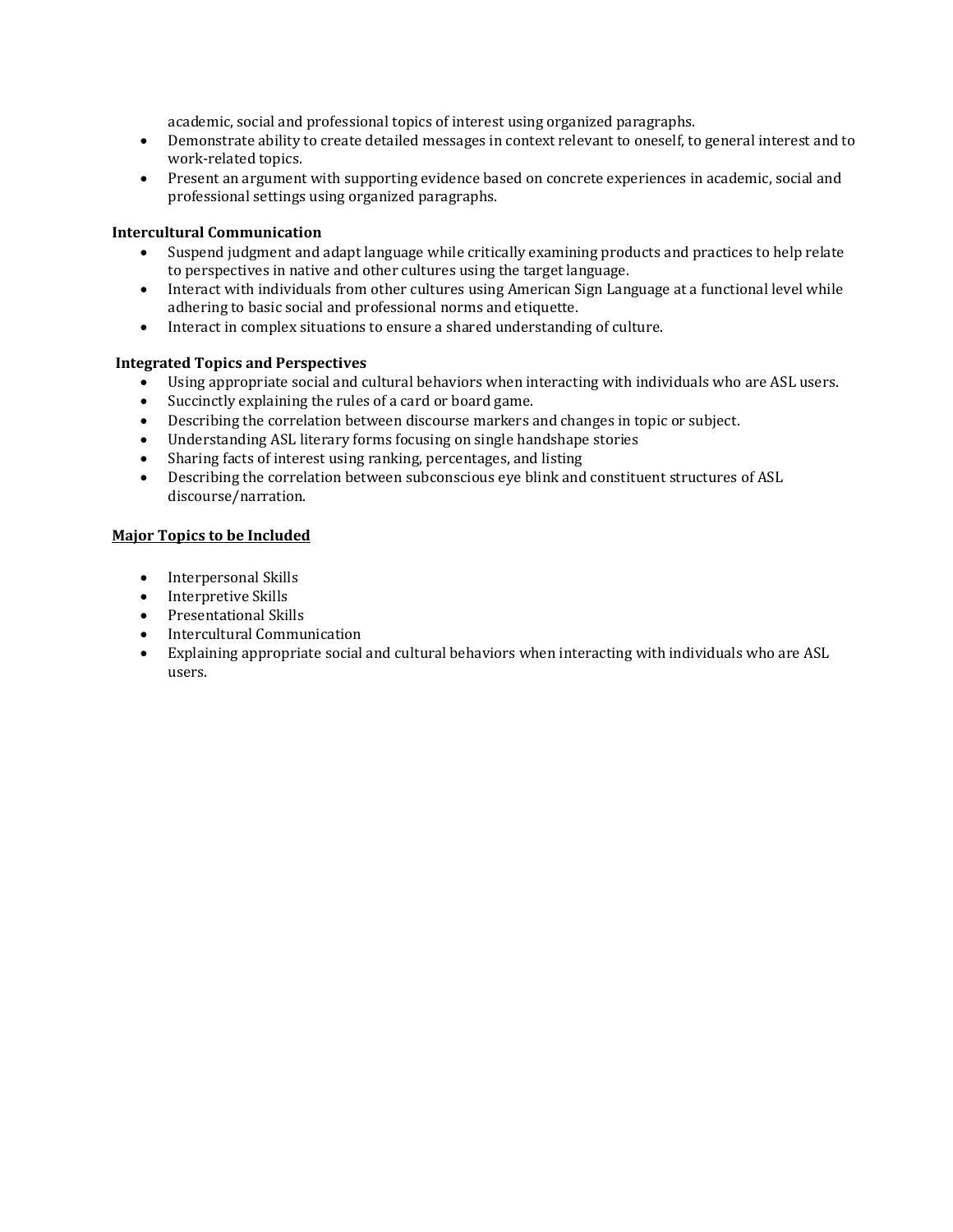academic, social and professional topics of interest using organized paragraphs.

- Demonstrate ability to create detailed messages in context relevant to oneself, to general interest and to work-related topics.
- Present an argument with supporting evidence based on concrete experiences in academic, social and professional settings using organized paragraphs.

**Intercultural Communication**

- Suspend judgment and adapt language while critically examining products and practices to help relate to perspectives in native and other cultures using the target language.
- Interact with individuals from other cultures using American Sign Language at a functional level while adhering to basic social and professional norms and etiquette.
- Interact in complex situations to ensure a shared understanding of culture.

**Integrated Topics and Perspectives**

- Using appropriate social and cultural behaviors when interacting with individuals who are ASL users.
- Succinctly explaining the rules of a card or board game.
- Describing the correlation between discourse markers and changes in topic or subject.
- Understanding ASL literary forms focusing on single handshape stories
- Sharing facts of interest using ranking, percentages, and listing
- Describing the correlation between subconscious eye blink and constituent structures of ASL discourse/narration.

**<u>Major Topics to be Included</u>**

- Interpersonal Skills
- Interpretive Skills
- Presentational Skills
- Intercultural Communication
- Explaining appropriate social and cultural behaviors when interacting with individuals who are ASL users.